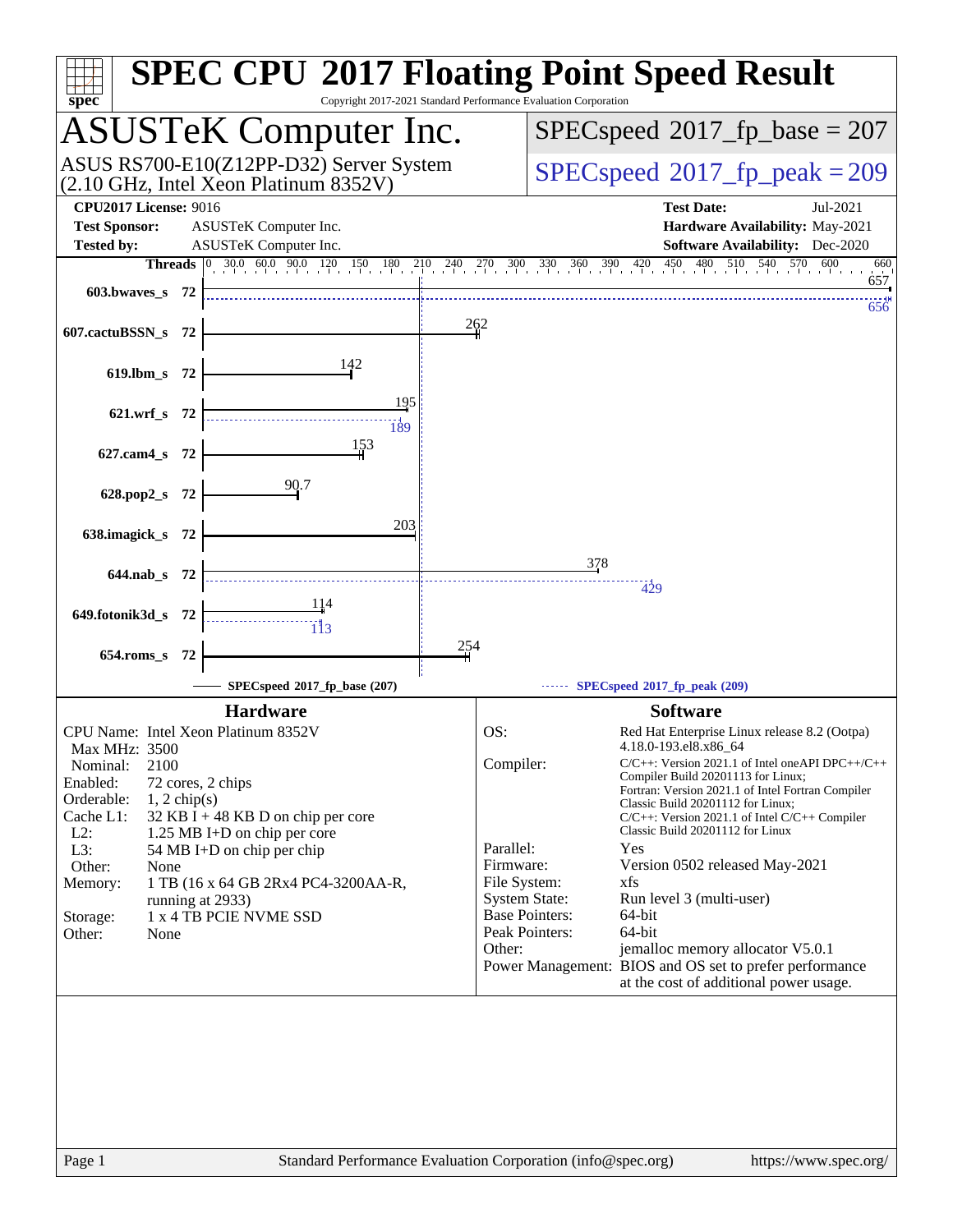# SPEC CPU 2017 Floating Point Speed Result

Copyright 2017-2021 Standard Performance Evaluation Corporation

## ASUSTeK Computer Inc.

ASUS RS700-E10(Z12PP-D32) Server System (2.10 GHz, Intel Xeon Platinum 8352V)

SPECspeed 2017_fp_base = 207

SPECspeed 2017_fp_peak = 209

**CPU2017 License:** 9016
**Test Sponsor:** ASUSTeK Computer Inc.
**Tested by:** ASUSTeK Computer Inc.

**Test Date:** Jul-2021
**Hardware Availability:** May-2021
**Software Availability:** Dec-2020

| Benchmark | Threads | Base | Peak |
|---|---|---|---|
| 603.bwaves_s | 72 | 657 | 656 |
| 607.cactuBSSN_s | 72 | 262 | |
| 619.lbm_s | 72 | 142 | |
| 621.wrf_s | 72 | 195 | 189 |
| 627.cam4_s | 72 | 153 | |
| 628.pop2_s | 72 | 90.7 | |
| 638.imagick_s | 72 | 203 | |
| 644.nab_s | 72 | 378 | 429 |
| 649.fotonik3d_s | 72 | 114 | 113 |
| 654.roms_s | 72 | 254 | |

SPECspeed 2017_fp_base (207) — SPECspeed 2017_fp_peak (209)

### Hardware

| | |
|---|---|
| CPU Name: | Intel Xeon Platinum 8352V |
| Max MHz: | 3500 |
| Nominal: | 2100 |
| Enabled: | 72 cores, 2 chips |
| Orderable: | 1, 2 chip(s) |
| Cache L1: | 32 KB I + 48 KB D on chip per core |
| L2: | 1.25 MB I+D on chip per core |
| L3: | 54 MB I+D on chip per chip |
| Other: | None |
| Memory: | 1 TB (16 x 64 GB 2Rx4 PC4-3200AA-R, running at 2933) |
| Storage: | 1 x 4 TB PCIE NVME SSD |
| Other: | None |

### Software

| | |
|---|---|
| OS: | Red Hat Enterprise Linux release 8.2 (Ootpa) 4.18.0-193.el8.x86_64 |
| Compiler: | C/C++: Version 2021.1 of Intel oneAPI DPC++/C++ Compiler Build 20201113 for Linux; Fortran: Version 2021.1 of Intel Fortran Compiler Classic Build 20201112 for Linux; C/C++: Version 2021.1 of Intel C/C++ Compiler Classic Build 20201112 for Linux |
| Parallel: | Yes |
| Firmware: | Version 0502 released May-2021 |
| File System: | xfs |
| System State: | Run level 3 (multi-user) |
| Base Pointers: | 64-bit |
| Peak Pointers: | 64-bit |
| Other: | jemalloc memory allocator V5.0.1 |
| Power Management: | BIOS and OS set to prefer performance at the cost of additional power usage. |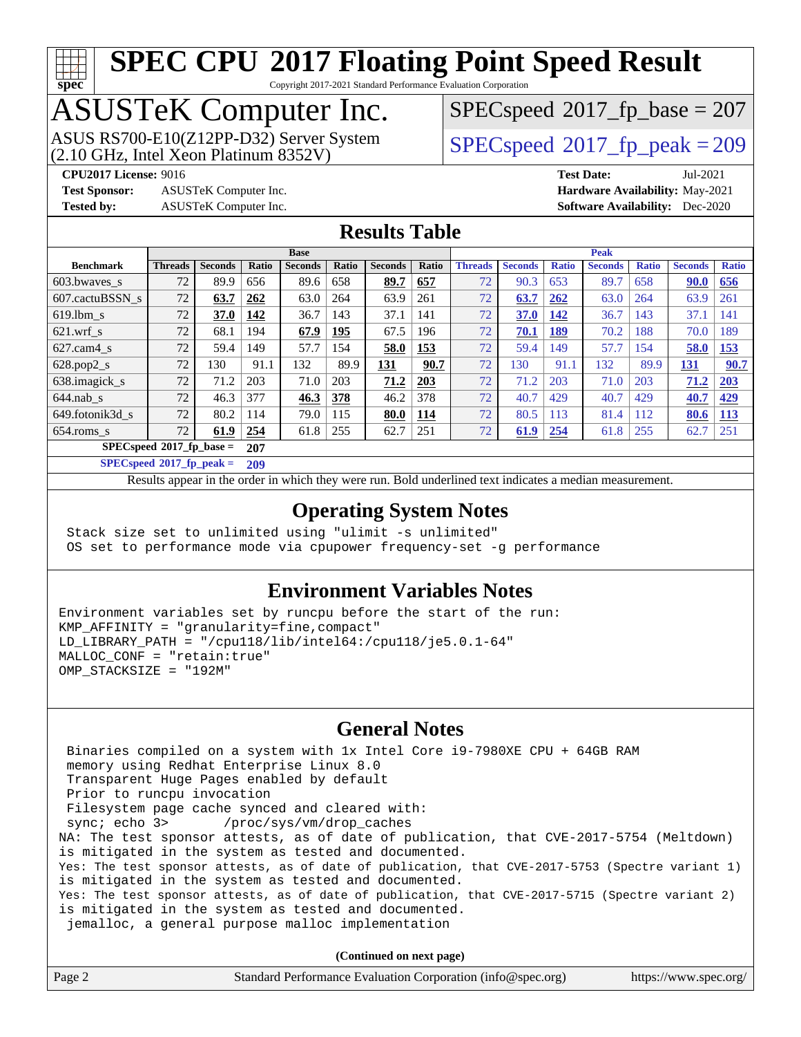# SPEC CPU 2017 Floating Point Speed Result

Copyright 2017-2021 Standard Performance Evaluation Corporation

## ASUSTeK Computer Inc.

ASUS RS700-E10(Z12PP-D32) Server System
(2.10 GHz, Intel Xeon Platinum 8352V)

SPECspeed 2017_fp_base = 207

SPECspeed 2017_fp_peak = 209

**CPU2017 License:** 9016
**Test Sponsor:** ASUSTeK Computer Inc.
**Tested by:** ASUSTeK Computer Inc.

**Test Date:** Jul-2021
**Hardware Availability:** May-2021
**Software Availability:** Dec-2020

## Results Table

| Benchmark | Base | | | | | | | Peak | | | | | | |
|---|---|---|---|---|---|---|---|---|---|---|---|---|---|---|
| | Threads | Seconds | Ratio | Seconds | Ratio | Seconds | Ratio | Threads | Seconds | Ratio | Seconds | Ratio | Seconds | Ratio |
| 603.bwaves_s | 72 | 89.9 | 656 | 89.6 | 658 | **89.7** | **657** | 72 | 90.3 | 653 | 89.7 | 658 | **90.0** | **656** |
| 607.cactuBSSN_s | 72 | **63.7** | **262** | 63.0 | 264 | 63.9 | 261 | 72 | **63.7** | **262** | 63.0 | 264 | 63.9 | 261 |
| 619.lbm_s | 72 | **37.0** | **142** | 36.7 | 143 | 37.1 | 141 | 72 | **37.0** | **142** | 36.7 | 143 | 37.1 | 141 |
| 621.wrf_s | 72 | 68.1 | 194 | **67.9** | **195** | 67.5 | 196 | 72 | **70.1** | **189** | 70.2 | 188 | 70.0 | 189 |
| 627.cam4_s | 72 | 59.4 | 149 | 57.7 | 154 | **58.0** | **153** | 72 | 59.4 | 149 | 57.7 | 154 | **58.0** | **153** |
| 628.pop2_s | 72 | 130 | 91.1 | 132 | 89.9 | **131** | **90.7** | 72 | 130 | 91.1 | 132 | 89.9 | **131** | **90.7** |
| 638.imagick_s | 72 | 71.2 | 203 | 71.0 | 203 | **71.2** | **203** | 72 | 71.2 | 203 | 71.0 | 203 | **71.2** | **203** |
| 644.nab_s | 72 | 46.3 | 377 | **46.3** | **378** | 46.2 | 378 | 72 | 40.7 | 429 | 40.7 | 429 | **40.7** | **429** |
| 649.fotonik3d_s | 72 | 80.2 | 114 | 79.0 | 115 | **80.0** | **114** | 72 | 80.5 | 113 | 81.4 | 112 | **80.6** | **113** |
| 654.roms_s | 72 | **61.9** | **254** | 61.8 | 255 | 62.7 | 251 | 72 | **61.9** | **254** | 61.8 | 255 | 62.7 | 251 |

**SPECspeed 2017_fp_base = 207**

**SPECspeed 2017_fp_peak = 209**

Results appear in the order in which they were run. Bold underlined text indicates a median measurement.

## Operating System Notes

```
Stack size set to unlimited using "ulimit -s unlimited"
OS set to performance mode via cpupower frequency-set -g performance
```

## Environment Variables Notes

```
Environment variables set by runcpu before the start of the run:
KMP_AFFINITY = "granularity=fine,compact"
LD_LIBRARY_PATH = "/cpu118/lib/intel64:/cpu118/je5.0.1-64"
MALLOC_CONF = "retain:true"
OMP_STACKSIZE = "192M"
```

## General Notes

```
 Binaries compiled on a system with 1x Intel Core i9-7980XE CPU + 64GB RAM
 memory using Redhat Enterprise Linux 8.0
 Transparent Huge Pages enabled by default
 Prior to runcpu invocation
 Filesystem page cache synced and cleared with:
 sync; echo 3>       /proc/sys/vm/drop_caches
NA: The test sponsor attests, as of date of publication, that CVE-2017-5754 (Meltdown)
is mitigated in the system as tested and documented.
Yes: The test sponsor attests, as of date of publication, that CVE-2017-5753 (Spectre variant 1)
is mitigated in the system as tested and documented.
Yes: The test sponsor attests, as of date of publication, that CVE-2017-5715 (Spectre variant 2)
is mitigated in the system as tested and documented.
 jemalloc, a general purpose malloc implementation
```

**(Continued on next page)**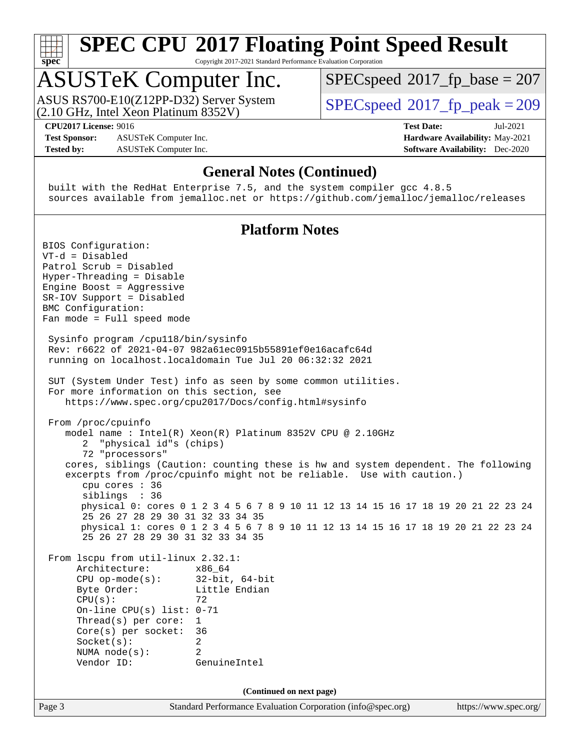# SPEC CPU 2017 Floating Point Speed Result

Copyright 2017-2021 Standard Performance Evaluation Corporation

## ASUSTeK Computer Inc.

ASUS RS700-E10(Z12PP-D32) Server System
(2.10 GHz, Intel Xeon Platinum 8352V)

SPECspeed 2017_fp_base = 207

SPECspeed 2017_fp_peak = 209

**CPU2017 License:** 9016
**Test Sponsor:** ASUSTeK Computer Inc.
**Tested by:** ASUSTeK Computer Inc.

**Test Date:** Jul-2021
**Hardware Availability:** May-2021
**Software Availability:** Dec-2020

### General Notes (Continued)

```
built with the RedHat Enterprise 7.5, and the system compiler gcc 4.8.5
sources available from jemalloc.net or https://github.com/jemalloc/jemalloc/releases
```

### Platform Notes

```
BIOS Configuration:
VT-d = Disabled
Patrol Scrub = Disabled
Hyper-Threading = Disable
Engine Boost = Aggressive
SR-IOV Support = Disabled
BMC Configuration:
Fan mode = Full speed mode

 Sysinfo program /cpu118/bin/sysinfo
 Rev: r6622 of 2021-04-07 982a61ec0915b55891ef0e16acafc64d
 running on localhost.localdomain Tue Jul 20 06:32:32 2021

 SUT (System Under Test) info as seen by some common utilities.
 For more information on this section, see
    https://www.spec.org/cpu2017/Docs/config.html#sysinfo

 From /proc/cpuinfo
    model name : Intel(R) Xeon(R) Platinum 8352V CPU @ 2.10GHz
       2  "physical id"s (chips)
       72 "processors"
    cores, siblings (Caution: counting these is hw and system dependent. The following
    excerpts from /proc/cpuinfo might not be reliable.  Use with caution.)
       cpu cores : 36
       siblings  : 36
       physical 0: cores 0 1 2 3 4 5 6 7 8 9 10 11 12 13 14 15 16 17 18 19 20 21 22 23 24
       25 26 27 28 29 30 31 32 33 34 35
       physical 1: cores 0 1 2 3 4 5 6 7 8 9 10 11 12 13 14 15 16 17 18 19 20 21 22 23 24
       25 26 27 28 29 30 31 32 33 34 35

 From lscpu from util-linux 2.32.1:
      Architecture:        x86_64
      CPU op-mode(s):      32-bit, 64-bit
      Byte Order:          Little Endian
      CPU(s):              72
      On-line CPU(s) list: 0-71
      Thread(s) per core:  1
      Core(s) per socket:  36
      Socket(s):           2
      NUMA node(s):        2
      Vendor ID:           GenuineIntel
```

(Continued on next page)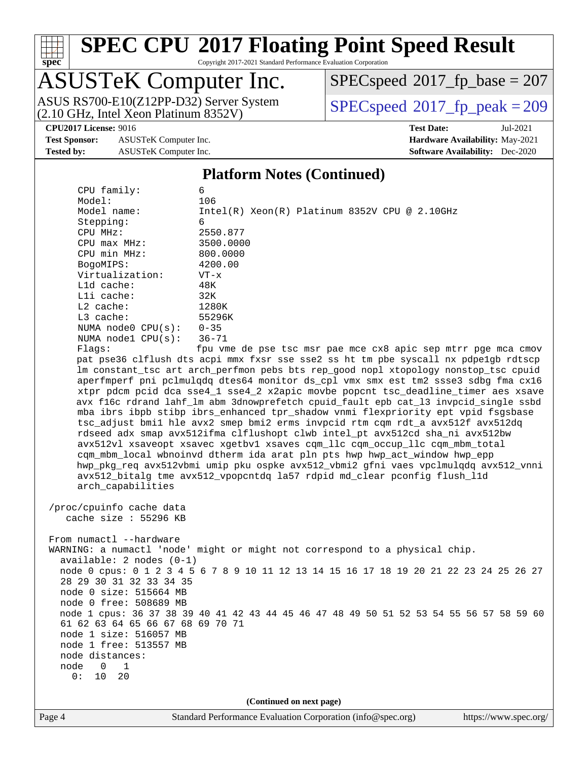## Platform Notes (Continued)

```
    CPU family:          6
    Model:               106
    Model name:          Intel(R) Xeon(R) Platinum 8352V CPU @ 2.10GHz
    Stepping:            6
    CPU MHz:             2550.877
    CPU max MHz:         3500.0000
    CPU min MHz:         800.0000
    BogoMIPS:            4200.00
    Virtualization:      VT-x
    L1d cache:           48K
    L1i cache:           32K
    L2 cache:            1280K
    L3 cache:            55296K
    NUMA node0 CPU(s):   0-35
    NUMA node1 CPU(s):   36-71
    Flags:               fpu vme de pse tsc msr pae mce cx8 apic sep mtrr pge mca cmov
    pat pse36 clflush dts acpi mmx fxsr sse sse2 ss ht tm pbe syscall nx pdpe1gb rdtscp
    lm constant_tsc art arch_perfmon pebs bts rep_good nopl xtopology nonstop_tsc cpuid
    aperfmperf pni pclmulqdq dtes64 monitor ds_cpl vmx smx est tm2 ssse3 sdbg fma cx16
    xtpr pdcm pcid dca sse4_1 sse4_2 x2apic movbe popcnt tsc_deadline_timer aes xsave
    avx f16c rdrand lahf_lm abm 3dnowprefetch cpuid_fault epb cat_l3 invpcid_single ssbd
    mba ibrs ibpb stibp ibrs_enhanced tpr_shadow vnmi flexpriority ept vpid fsgsbase
    tsc_adjust bmi1 hle avx2 smep bmi2 erms invpcid rtm cqm rdt_a avx512f avx512dq
    rdseed adx smap avx512ifma clflushopt clwb intel_pt avx512cd sha_ni avx512bw
    avx512vl xsaveopt xsavec xgetbv1 xsaves cqm_llc cqm_occup_llc cqm_mbm_total
    cqm_mbm_local wbnoinvd dtherm ida arat pln pts hwp hwp_act_window hwp_epp
    hwp_pkg_req avx512vbmi umip pku ospke avx512_vbmi2 gfni vaes vpclmulqdq avx512_vnni
    avx512_bitalg tme avx512_vpopcntdq la57 rdpid md_clear pconfig flush_l1d
    arch_capabilities

 /proc/cpuinfo cache data
    cache size : 55296 KB

 From numactl --hardware
 WARNING: a numactl 'node' might or might not correspond to a physical chip.
   available: 2 nodes (0-1)
   node 0 cpus: 0 1 2 3 4 5 6 7 8 9 10 11 12 13 14 15 16 17 18 19 20 21 22 23 24 25 26 27
   28 29 30 31 32 33 34 35
   node 0 size: 515664 MB
   node 0 free: 508689 MB
   node 1 cpus: 36 37 38 39 40 41 42 43 44 45 46 47 48 49 50 51 52 53 54 55 56 57 58 59 60
   61 62 63 64 65 66 67 68 69 70 71
   node 1 size: 516057 MB
   node 1 free: 513557 MB
   node distances:
   node   0   1
     0:  10  20
```

(Continued on next page)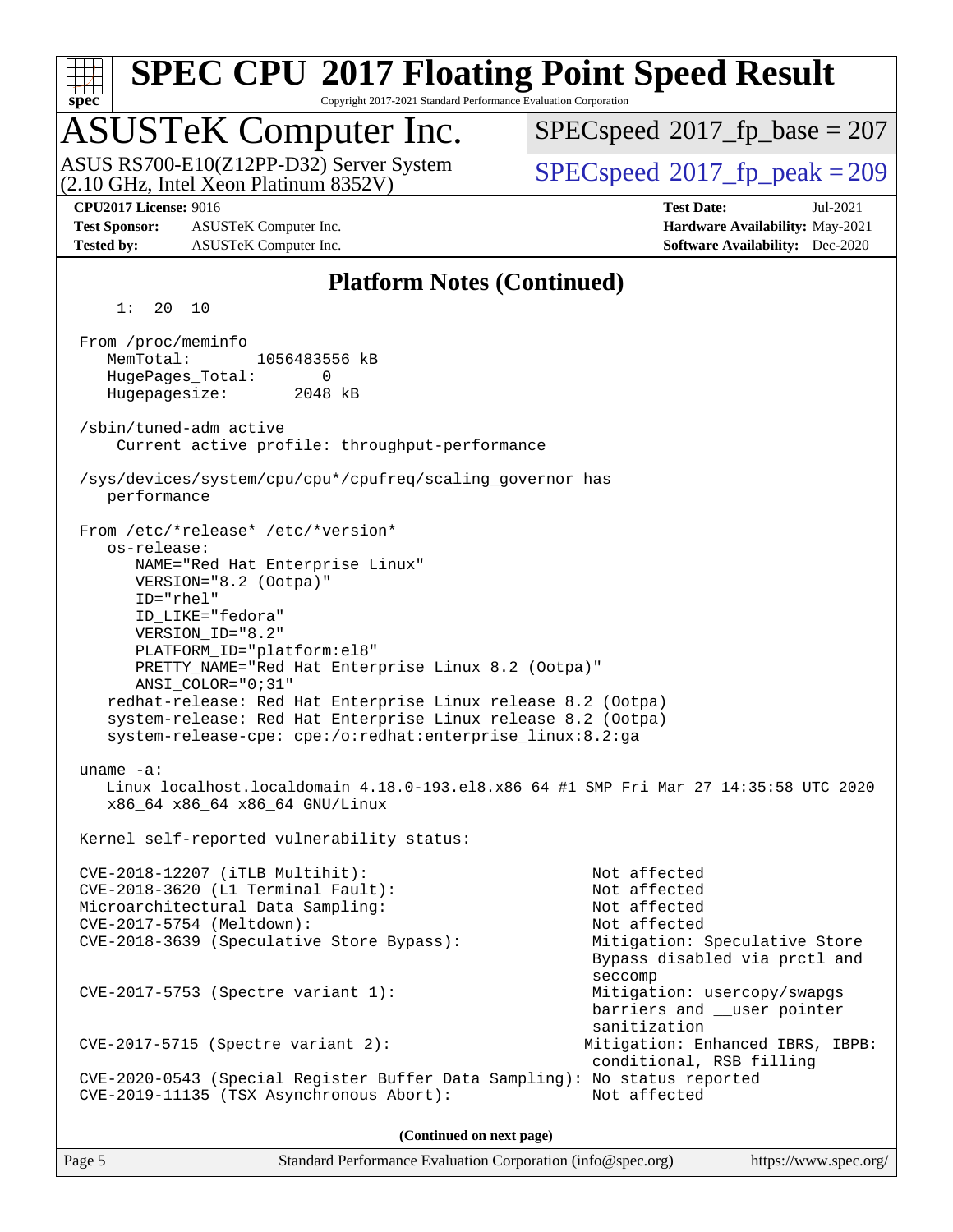# SPEC CPU 2017 Floating Point Speed Result

Copyright 2017-2021 Standard Performance Evaluation Corporation

## ASUSTeK Computer Inc.

ASUS RS700-E10(Z12PP-D32) Server System
(2.10 GHz, Intel Xeon Platinum 8352V)

SPECspeed 2017_fp_base = 207

SPECspeed 2017_fp_peak = 209

**CPU2017 License:** 9016
**Test Sponsor:** ASUSTeK Computer Inc.
**Tested by:** ASUSTeK Computer Inc.

**Test Date:** Jul-2021
**Hardware Availability:** May-2021
**Software Availability:** Dec-2020

### Platform Notes (Continued)

```
     1:  20  10

  From /proc/meminfo
     MemTotal:       1056483556 kB
     HugePages_Total:       0
     Hugepagesize:       2048 kB

  /sbin/tuned-adm active
      Current active profile: throughput-performance

  /sys/devices/system/cpu/cpu*/cpufreq/scaling_governor has
     performance

  From /etc/*release* /etc/*version*
     os-release:
        NAME="Red Hat Enterprise Linux"
        VERSION="8.2 (Ootpa)"
        ID="rhel"
        ID_LIKE="fedora"
        VERSION_ID="8.2"
        PLATFORM_ID="platform:el8"
        PRETTY_NAME="Red Hat Enterprise Linux 8.2 (Ootpa)"
        ANSI_COLOR="0;31"
     redhat-release: Red Hat Enterprise Linux release 8.2 (Ootpa)
     system-release: Red Hat Enterprise Linux release 8.2 (Ootpa)
     system-release-cpe: cpe:/o:redhat:enterprise_linux:8.2:ga

  uname -a:
     Linux localhost.localdomain 4.18.0-193.el8.x86_64 #1 SMP Fri Mar 27 14:35:58 UTC 2020
     x86_64 x86_64 x86_64 GNU/Linux

  Kernel self-reported vulnerability status:

  CVE-2018-12207 (iTLB Multihit):                          Not affected
  CVE-2018-3620 (L1 Terminal Fault):                       Not affected
  Microarchitectural Data Sampling:                        Not affected
  CVE-2017-5754 (Meltdown):                                Not affected
  CVE-2018-3639 (Speculative Store Bypass):                Mitigation: Speculative Store
                                                           Bypass disabled via prctl and
                                                           seccomp
  CVE-2017-5753 (Spectre variant 1):                       Mitigation: usercopy/swapgs
                                                           barriers and __user pointer
                                                           sanitization
  CVE-2017-5715 (Spectre variant 2):                      Mitigation: Enhanced IBRS, IBPB:
                                                           conditional, RSB filling
  CVE-2020-0543 (Special Register Buffer Data Sampling): No status reported
  CVE-2019-11135 (TSX Asynchronous Abort):                 Not affected
```

(Continued on next page)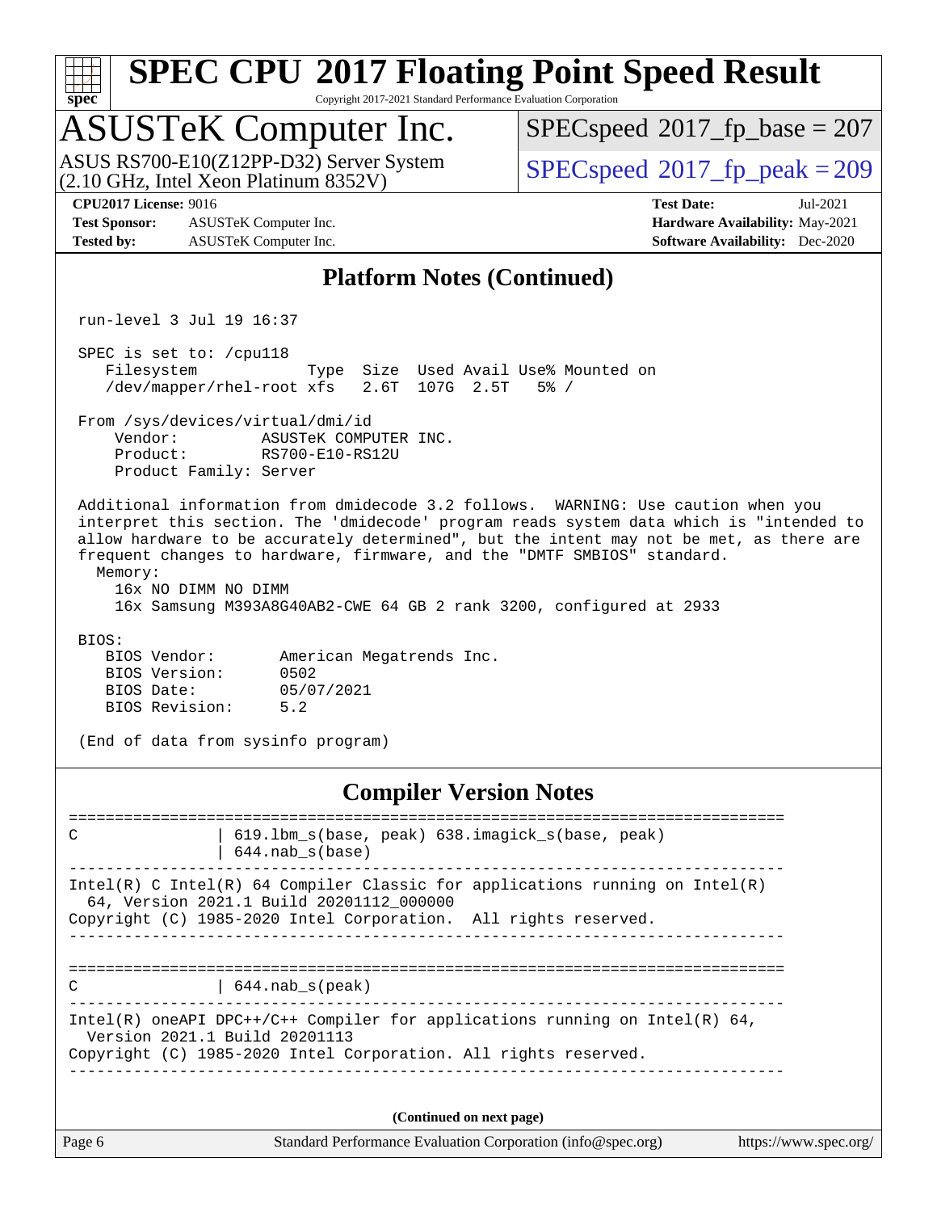## Platform Notes (Continued)

```
run-level 3 Jul 19 16:37

SPEC is set to: /cpu118
   Filesystem            Type  Size  Used Avail Use% Mounted on
   /dev/mapper/rhel-root xfs   2.6T  107G  2.5T   5% /

From /sys/devices/virtual/dmi/id
    Vendor:         ASUSTeK COMPUTER INC.
    Product:        RS700-E10-RS12U
    Product Family: Server

Additional information from dmidecode 3.2 follows.  WARNING: Use caution when you
interpret this section. The 'dmidecode' program reads system data which is "intended to
allow hardware to be accurately determined", but the intent may not be met, as there are
frequent changes to hardware, firmware, and the "DMTF SMBIOS" standard.
  Memory:
    16x NO DIMM NO DIMM
    16x Samsung M393A8G40AB2-CWE 64 GB 2 rank 3200, configured at 2933

BIOS:
   BIOS Vendor:       American Megatrends Inc.
   BIOS Version:      0502
   BIOS Date:         05/07/2021
   BIOS Revision:     5.2

(End of data from sysinfo program)
```

## Compiler Version Notes

```
==============================================================================
C               | 619.lbm_s(base, peak) 638.imagick_s(base, peak)
                | 644.nab_s(base)
------------------------------------------------------------------------------
Intel(R) C Intel(R) 64 Compiler Classic for applications running on Intel(R)
  64, Version 2021.1 Build 20201112_000000
Copyright (C) 1985-2020 Intel Corporation.  All rights reserved.
------------------------------------------------------------------------------

==============================================================================
C               | 644.nab_s(peak)
------------------------------------------------------------------------------
Intel(R) oneAPI DPC++/C++ Compiler for applications running on Intel(R) 64,
  Version 2021.1 Build 20201113
Copyright (C) 1985-2020 Intel Corporation. All rights reserved.
------------------------------------------------------------------------------
```

(Continued on next page)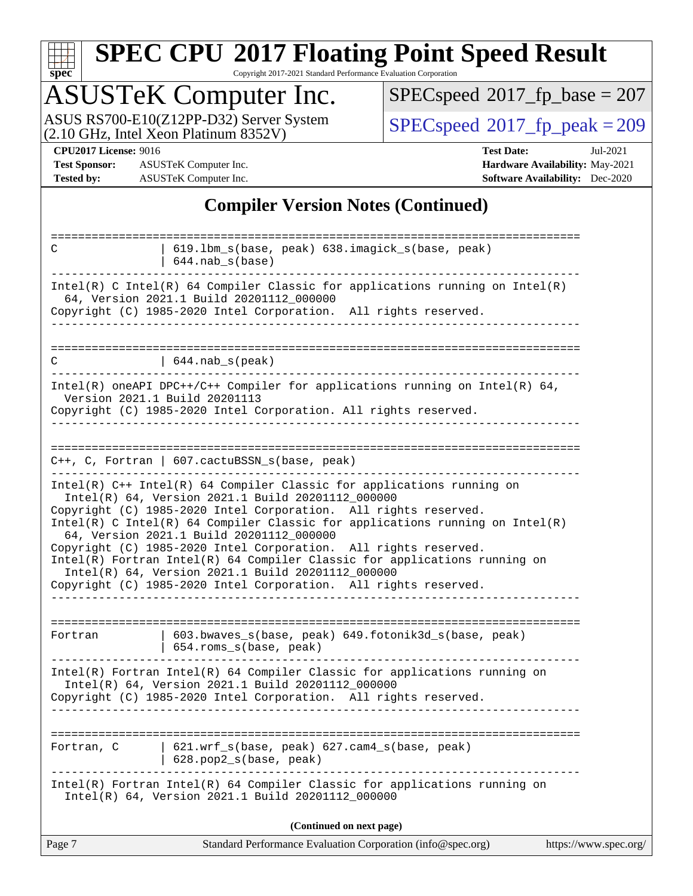## Compiler Version Notes (Continued)

```
==============================================================================
C               | 619.lbm_s(base, peak) 638.imagick_s(base, peak)
                | 644.nab_s(base)
------------------------------------------------------------------------------
Intel(R) C Intel(R) 64 Compiler Classic for applications running on Intel(R)
  64, Version 2021.1 Build 20201112_000000
Copyright (C) 1985-2020 Intel Corporation.  All rights reserved.
------------------------------------------------------------------------------

==============================================================================
C               | 644.nab_s(peak)
------------------------------------------------------------------------------
Intel(R) oneAPI DPC++/C++ Compiler for applications running on Intel(R) 64,
  Version 2021.1 Build 20201113
Copyright (C) 1985-2020 Intel Corporation. All rights reserved.
------------------------------------------------------------------------------

==============================================================================
C++, C, Fortran | 607.cactuBSSN_s(base, peak)
------------------------------------------------------------------------------
Intel(R) C++ Intel(R) 64 Compiler Classic for applications running on
  Intel(R) 64, Version 2021.1 Build 20201112_000000
Copyright (C) 1985-2020 Intel Corporation.  All rights reserved.
Intel(R) C Intel(R) 64 Compiler Classic for applications running on Intel(R)
  64, Version 2021.1 Build 20201112_000000
Copyright (C) 1985-2020 Intel Corporation.  All rights reserved.
Intel(R) Fortran Intel(R) 64 Compiler Classic for applications running on
  Intel(R) 64, Version 2021.1 Build 20201112_000000
Copyright (C) 1985-2020 Intel Corporation.  All rights reserved.
------------------------------------------------------------------------------

==============================================================================
Fortran         | 603.bwaves_s(base, peak) 649.fotonik3d_s(base, peak)
                | 654.roms_s(base, peak)
------------------------------------------------------------------------------
Intel(R) Fortran Intel(R) 64 Compiler Classic for applications running on
  Intel(R) 64, Version 2021.1 Build 20201112_000000
Copyright (C) 1985-2020 Intel Corporation.  All rights reserved.
------------------------------------------------------------------------------

==============================================================================
Fortran, C      | 621.wrf_s(base, peak) 627.cam4_s(base, peak)
                | 628.pop2_s(base, peak)
------------------------------------------------------------------------------
Intel(R) Fortran Intel(R) 64 Compiler Classic for applications running on
  Intel(R) 64, Version 2021.1 Build 20201112_000000
```

(Continued on next page)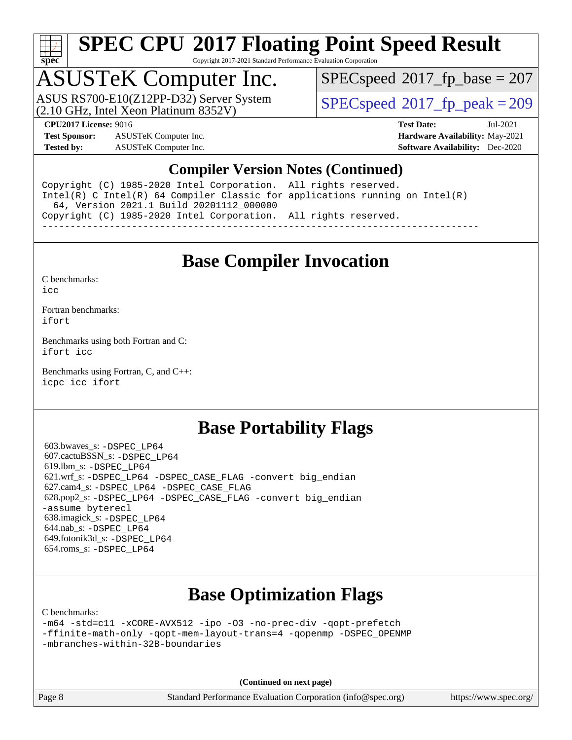# SPEC CPU 2017 Floating Point Speed Result

Copyright 2017-2021 Standard Performance Evaluation Corporation

## ASUSTeK Computer Inc.

ASUS RS700-E10(Z12PP-D32) Server System
(2.10 GHz, Intel Xeon Platinum 8352V)

SPECspeed 2017_fp_base = 207

SPECspeed 2017_fp_peak = 209

**CPU2017 License:** 9016
**Test Sponsor:** ASUSTeK Computer Inc.
**Tested by:** ASUSTeK Computer Inc.

**Test Date:** Jul-2021
**Hardware Availability:** May-2021
**Software Availability:** Dec-2020

## Compiler Version Notes (Continued)

```
Copyright (C) 1985-2020 Intel Corporation.  All rights reserved.
Intel(R) C Intel(R) 64 Compiler Classic for applications running on Intel(R)
  64, Version 2021.1 Build 20201112_000000
Copyright (C) 1985-2020 Intel Corporation.  All rights reserved.
------------------------------------------------------------------------------
```

## Base Compiler Invocation

C benchmarks:
icc

Fortran benchmarks:
ifort

Benchmarks using both Fortran and C:
ifort icc

Benchmarks using Fortran, C, and C++:
icpc icc ifort

## Base Portability Flags

603.bwaves_s: -DSPEC_LP64
607.cactuBSSN_s: -DSPEC_LP64
619.lbm_s: -DSPEC_LP64
621.wrf_s: -DSPEC_LP64 -DSPEC_CASE_FLAG -convert big_endian
627.cam4_s: -DSPEC_LP64 -DSPEC_CASE_FLAG
628.pop2_s: -DSPEC_LP64 -DSPEC_CASE_FLAG -convert big_endian -assume byterecl
638.imagick_s: -DSPEC_LP64
644.nab_s: -DSPEC_LP64
649.fotonik3d_s: -DSPEC_LP64
654.roms_s: -DSPEC_LP64

## Base Optimization Flags

C benchmarks:
-m64 -std=c11 -xCORE-AVX512 -ipo -O3 -no-prec-div -qopt-prefetch -ffinite-math-only -qopt-mem-layout-trans=4 -qopenmp -DSPEC_OPENMP -mbranches-within-32B-boundaries

**(Continued on next page)**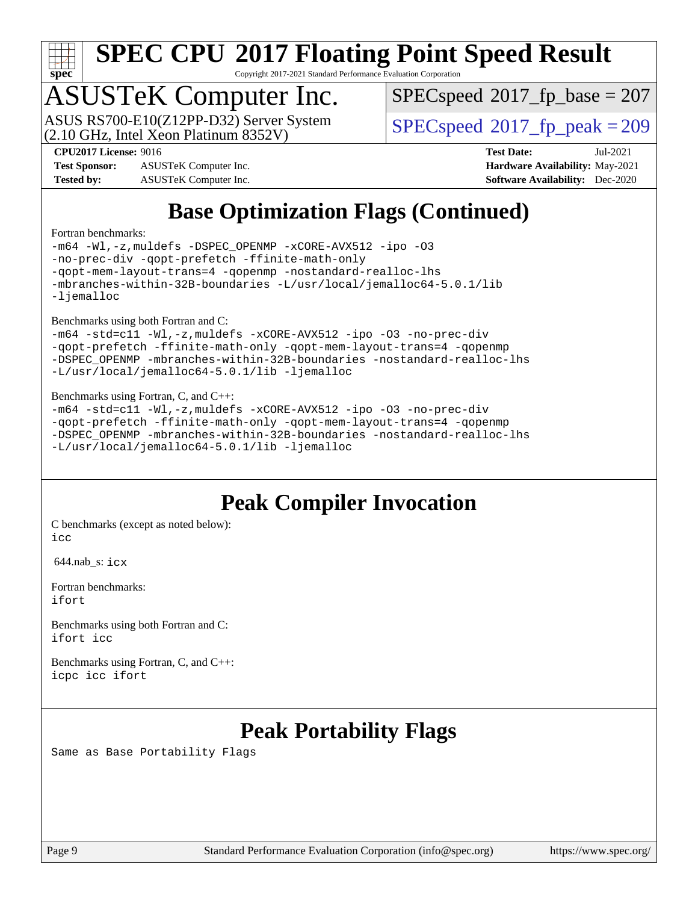# SPEC CPU 2017 Floating Point Speed Result

Copyright 2017-2021 Standard Performance Evaluation Corporation

## ASUSTeK Computer Inc.

ASUS RS700-E10(Z12PP-D32) Server System
(2.10 GHz, Intel Xeon Platinum 8352V)

SPECspeed 2017_fp_base = 207

SPECspeed 2017_fp_peak = 209

**CPU2017 License:** 9016
**Test Sponsor:** ASUSTeK Computer Inc.
**Tested by:** ASUSTeK Computer Inc.

**Test Date:** Jul-2021
**Hardware Availability:** May-2021
**Software Availability:** Dec-2020

## Base Optimization Flags (Continued)

Fortran benchmarks:

```
-m64 -Wl,-z,muldefs -DSPEC_OPENMP -xCORE-AVX512 -ipo -O3
-no-prec-div -qopt-prefetch -ffinite-math-only
-qopt-mem-layout-trans=4 -qopenmp -nostandard-realloc-lhs
-mbranches-within-32B-boundaries -L/usr/local/jemalloc64-5.0.1/lib
-ljemalloc
```

Benchmarks using both Fortran and C:

```
-m64 -std=c11 -Wl,-z,muldefs -xCORE-AVX512 -ipo -O3 -no-prec-div
-qopt-prefetch -ffinite-math-only -qopt-mem-layout-trans=4 -qopenmp
-DSPEC_OPENMP -mbranches-within-32B-boundaries -nostandard-realloc-lhs
-L/usr/local/jemalloc64-5.0.1/lib -ljemalloc
```

Benchmarks using Fortran, C, and C++:

```
-m64 -std=c11 -Wl,-z,muldefs -xCORE-AVX512 -ipo -O3 -no-prec-div
-qopt-prefetch -ffinite-math-only -qopt-mem-layout-trans=4 -qopenmp
-DSPEC_OPENMP -mbranches-within-32B-boundaries -nostandard-realloc-lhs
-L/usr/local/jemalloc64-5.0.1/lib -ljemalloc
```

## Peak Compiler Invocation

C benchmarks (except as noted below):
icc

644.nab_s: icx

Fortran benchmarks:
ifort

Benchmarks using both Fortran and C:
ifort icc

Benchmarks using Fortran, C, and C++:
icpc icc ifort

## Peak Portability Flags

Same as Base Portability Flags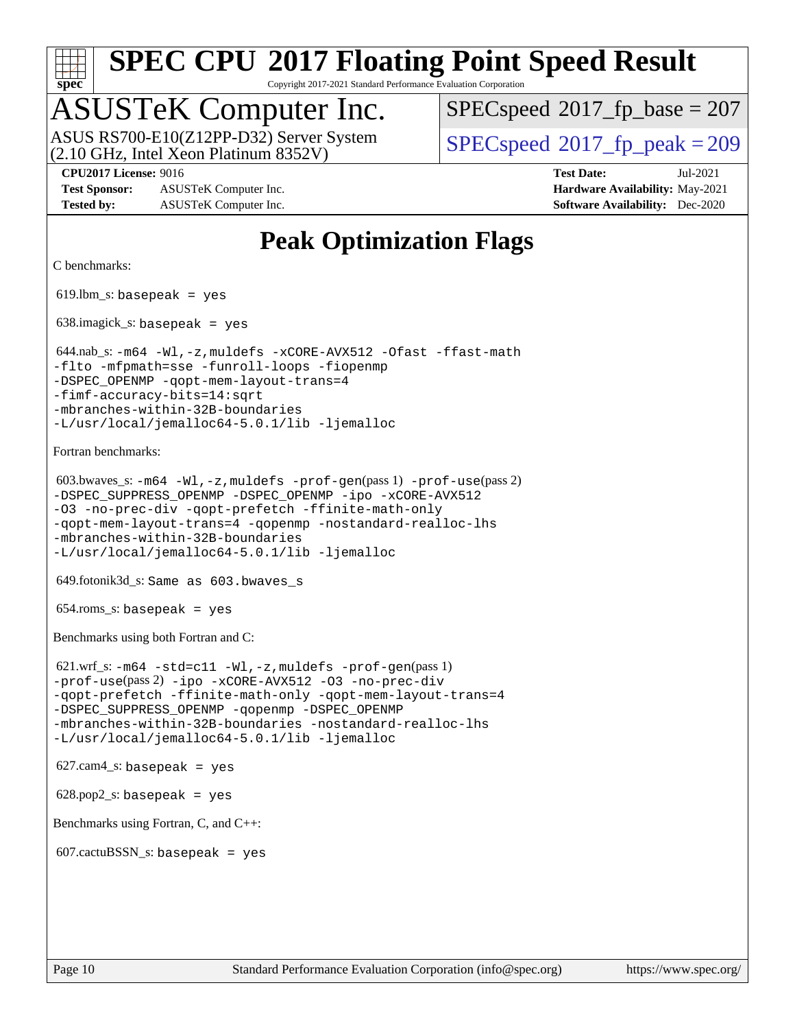# Peak Optimization Flags

C benchmarks:

619.lbm_s: `basepeak = yes`

638.imagick_s: `basepeak = yes`

644.nab_s: `-m64 -Wl,-z,muldefs -xCORE-AVX512 -Ofast -ffast-math -flto -mfpmath=sse -funroll-loops -fiopenmp -DSPEC_OPENMP -qopt-mem-layout-trans=4 -fimf-accuracy-bits=14:sqrt -mbranches-within-32B-boundaries -L/usr/local/jemalloc64-5.0.1/lib -ljemalloc`

Fortran benchmarks:

603.bwaves_s: `-m64 -Wl,-z,muldefs -prof-gen`(pass 1) `-prof-use`(pass 2) `-DSPEC_SUPPRESS_OPENMP -DSPEC_OPENMP -ipo -xCORE-AVX512 -O3 -no-prec-div -qopt-prefetch -ffinite-math-only -qopt-mem-layout-trans=4 -qopenmp -nostandard-realloc-lhs -mbranches-within-32B-boundaries -L/usr/local/jemalloc64-5.0.1/lib -ljemalloc`

649.fotonik3d_s: `Same as 603.bwaves_s`

654.roms_s: `basepeak = yes`

Benchmarks using both Fortran and C:

621.wrf_s: `-m64 -std=c11 -Wl,-z,muldefs -prof-gen`(pass 1) `-prof-use`(pass 2) `-ipo -xCORE-AVX512 -O3 -no-prec-div -qopt-prefetch -ffinite-math-only -qopt-mem-layout-trans=4 -DSPEC_SUPPRESS_OPENMP -qopenmp -DSPEC_OPENMP -mbranches-within-32B-boundaries -nostandard-realloc-lhs -L/usr/local/jemalloc64-5.0.1/lib -ljemalloc`

627.cam4_s: `basepeak = yes`

628.pop2_s: `basepeak = yes`

Benchmarks using Fortran, C, and C++:

607.cactuBSSN_s: `basepeak = yes`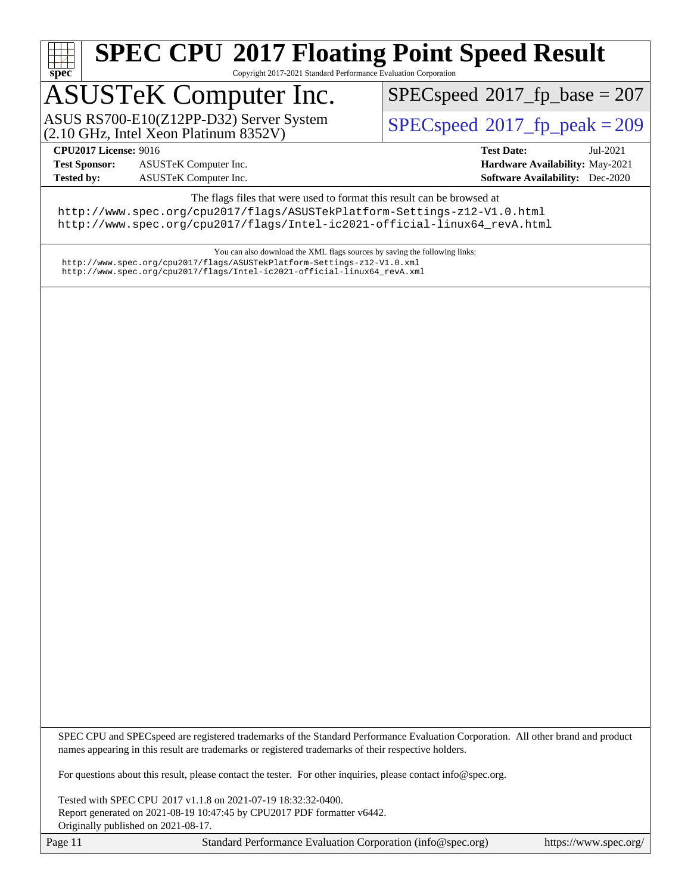The flags files that were used to format this result can be browsed at
http://www.spec.org/cpu2017/flags/ASUSTekPlatform-Settings-z12-V1.0.html
http://www.spec.org/cpu2017/flags/Intel-ic2021-official-linux64_revA.html

You can also download the XML flags sources by saving the following links:
http://www.spec.org/cpu2017/flags/ASUSTekPlatform-Settings-z12-V1.0.xml
http://www.spec.org/cpu2017/flags/Intel-ic2021-official-linux64_revA.xml

SPEC CPU and SPECspeed are registered trademarks of the Standard Performance Evaluation Corporation. All other brand and product names appearing in this result are trademarks or registered trademarks of their respective holders.

For questions about this result, please contact the tester. For other inquiries, please contact info@spec.org.

Tested with SPEC CPU 2017 v1.1.8 on 2021-07-19 18:32:32-0400.
Report generated on 2021-08-19 10:47:45 by CPU2017 PDF formatter v6442.
Originally published on 2021-08-17.